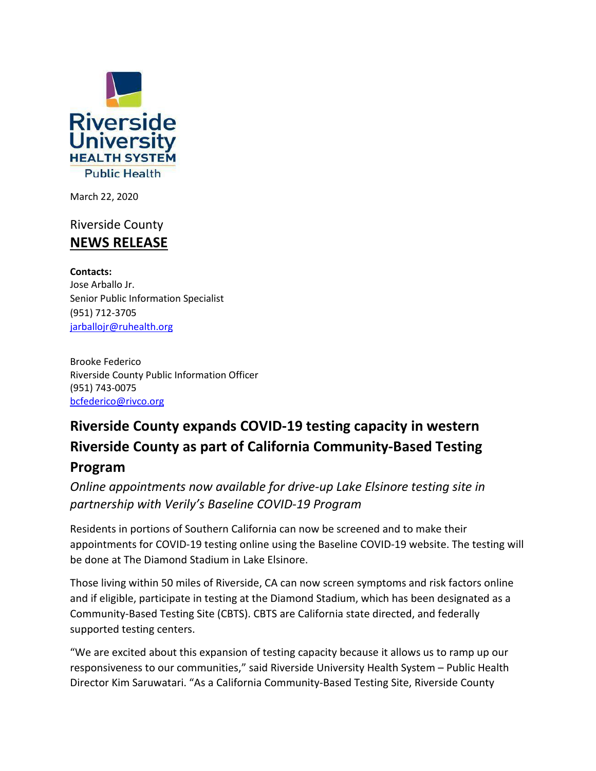Riverside University HEALTH SYSTEM Public Health

March 22, 2020

Riverside County
**NEWS RELEASE**

**Contacts:**
Jose Arballo Jr.
Senior Public Information Specialist
(951) 712-3705
jarballojr@ruhealth.org

Brooke Federico
Riverside County Public Information Officer
(951) 743-0075
bcfederico@rivco.org

## Riverside County expands COVID-19 testing capacity in western Riverside County as part of California Community-Based Testing Program

*Online appointments now available for drive-up Lake Elsinore testing site in partnership with Verily's Baseline COVID-19 Program*

Residents in portions of Southern California can now be screened and to make their appointments for COVID-19 testing online using the Baseline COVID-19 website. The testing will be done at The Diamond Stadium in Lake Elsinore.

Those living within 50 miles of Riverside, CA can now screen symptoms and risk factors online and if eligible, participate in testing at the Diamond Stadium, which has been designated as a Community-Based Testing Site (CBTS). CBTS are California state directed, and federally supported testing centers.

"We are excited about this expansion of testing capacity because it allows us to ramp up our responsiveness to our communities," said Riverside University Health System – Public Health Director Kim Saruwatari. "As a California Community-Based Testing Site, Riverside County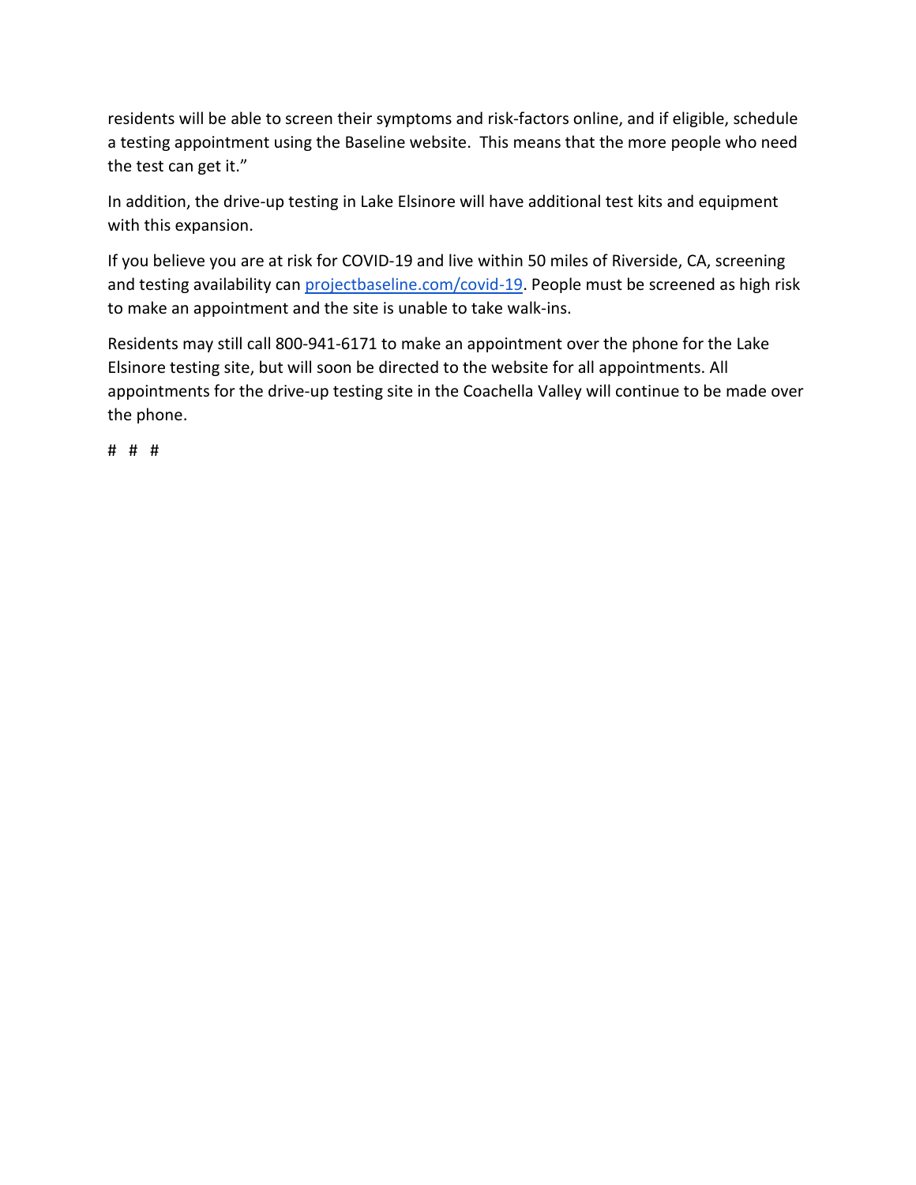residents will be able to screen their symptoms and risk-factors online, and if eligible, schedule a testing appointment using the Baseline website. This means that the more people who need the test can get it."

In addition, the drive-up testing in Lake Elsinore will have additional test kits and equipment with this expansion.

If you believe you are at risk for COVID-19 and live within 50 miles of Riverside, CA, screening and testing availability can [projectbaseline.com/covid-19](projectbaseline.com/covid-19). People must be screened as high risk to make an appointment and the site is unable to take walk-ins.

Residents may still call 800-941-6171 to make an appointment over the phone for the Lake Elsinore testing site, but will soon be directed to the website for all appointments. All appointments for the drive-up testing site in the Coachella Valley will continue to be made over the phone.

# # #